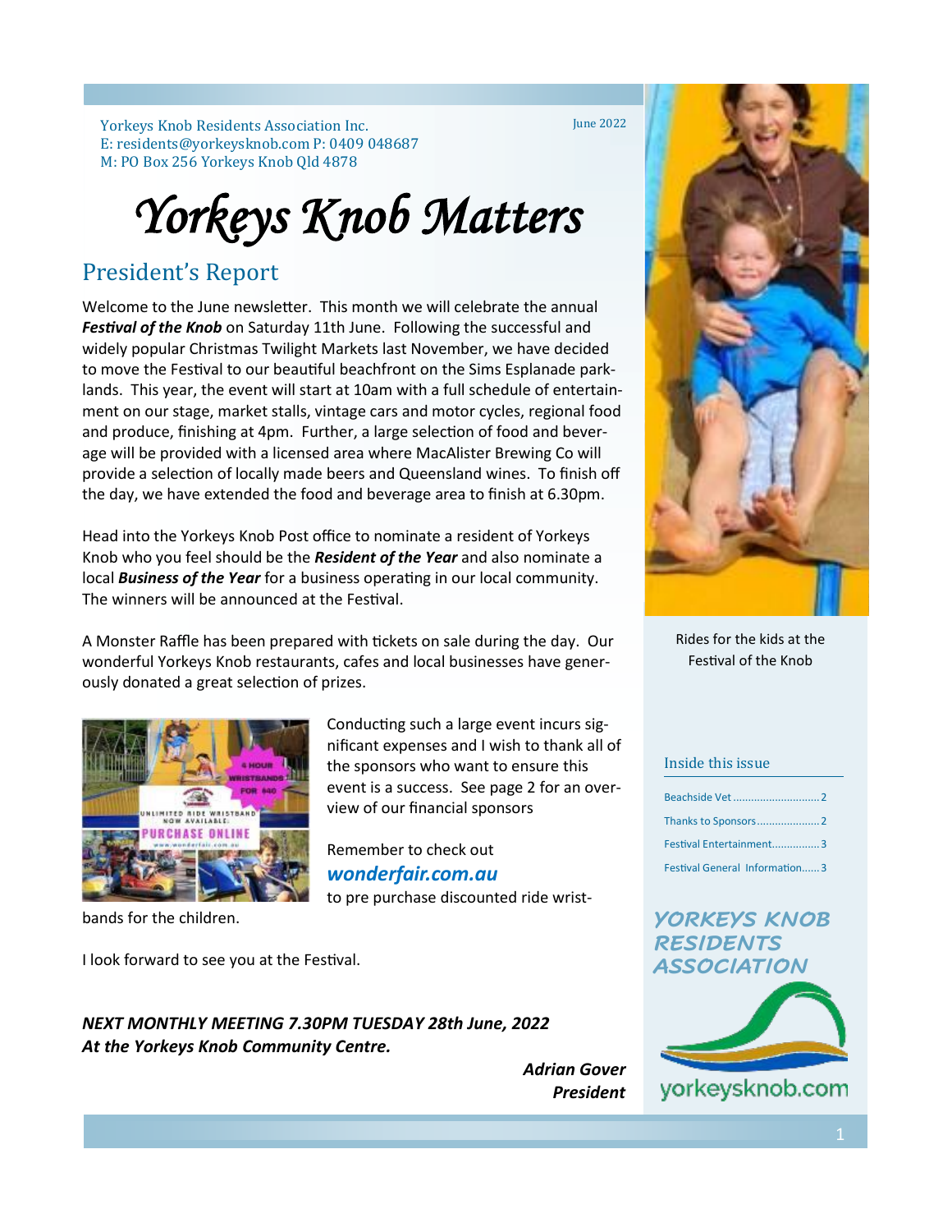Yorkeys Knob Residents Association Inc.
E: residents@yorkeysknob.com P: 0409 048687
M: PO Box 256 Yorkeys Knob Qld 4878

June 2022

# *Yorkeys Knob Matters*

## President's Report

Welcome to the June newsletter. This month we will celebrate the annual ***Festival of the Knob*** on Saturday 11th June. Following the successful and widely popular Christmas Twilight Markets last November, we have decided to move the Festival to our beautiful beachfront on the Sims Esplanade parklands. This year, the event will start at 10am with a full schedule of entertainment on our stage, market stalls, vintage cars and motor cycles, regional food and produce, finishing at 4pm. Further, a large selection of food and beverage will be provided with a licensed area where MacAlister Brewing Co will provide a selection of locally made beers and Queensland wines. To finish off the day, we have extended the food and beverage area to finish at 6.30pm.

Head into the Yorkeys Knob Post office to nominate a resident of Yorkeys Knob who you feel should be the ***Resident of the Year*** and also nominate a local ***Business of the Year*** for a business operating in our local community. The winners will be announced at the Festival.

A Monster Raffle has been prepared with tickets on sale during the day. Our wonderful Yorkeys Knob restaurants, cafes and local businesses have generously donated a great selection of prizes.

Conducting such a large event incurs significant expenses and I wish to thank all of the sponsors who want to ensure this event is a success. See page 2 for an overview of our financial sponsors

Remember to check out ***wonderfair.com.au*** to pre purchase discounted ride wristbands for the children.

I look forward to see you at the Festival.

***NEXT MONTHLY MEETING 7.30PM TUESDAY 28th June, 2022***
***At the Yorkeys Knob Community Centre.***

***Adrian Gover***
***President***

Rides for the kids at the Festival of the Knob

### Inside this issue

- Beachside Vet ............................ 2
- Thanks to Sponsors .................... 2
- Festival Entertainment ............... 3
- Festival General Information ...... 3

**YORKEYS KNOB RESIDENTS ASSOCIATION**

yorkeysknob.com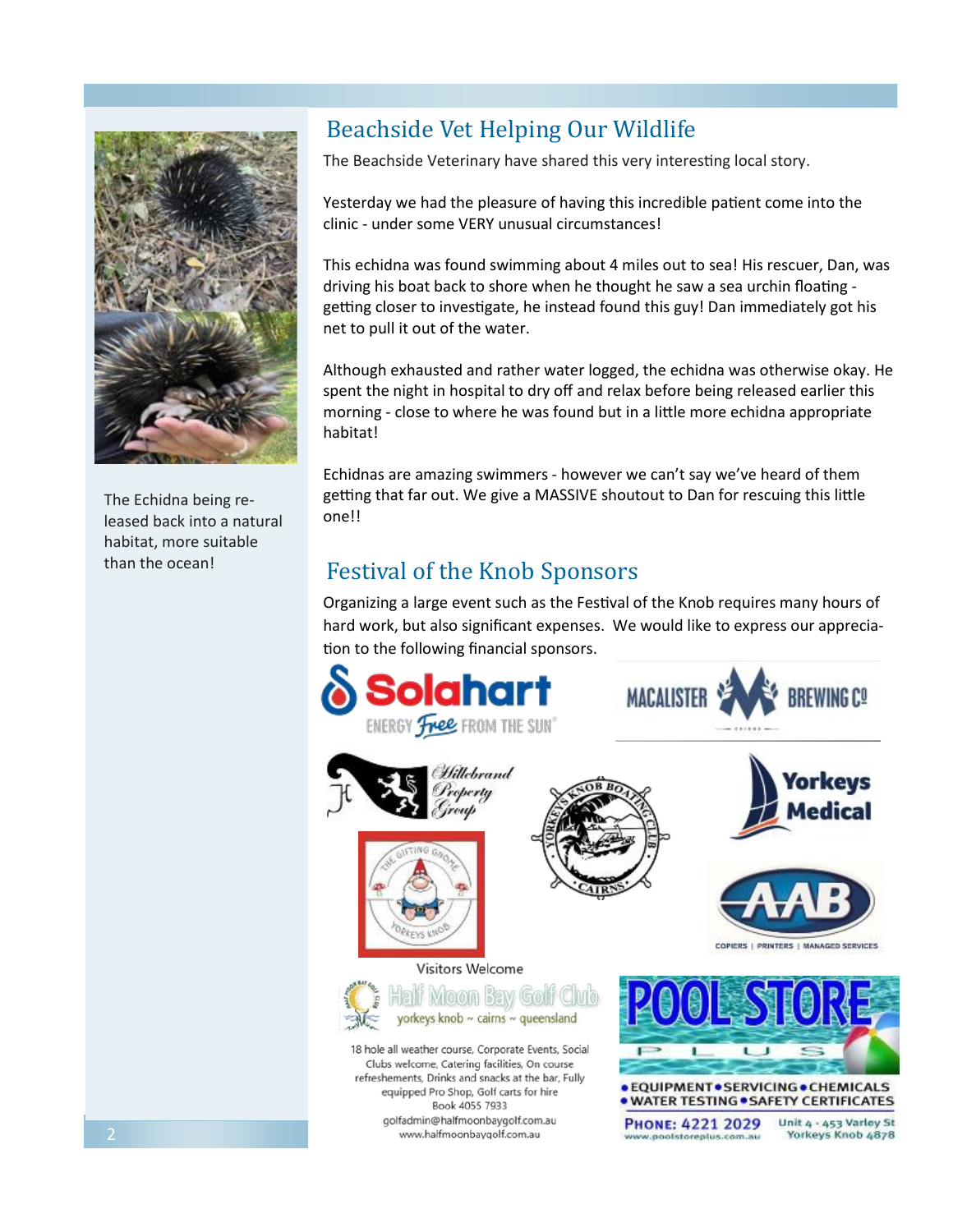## Beachside Vet Helping Our Wildlife

The Beachside Veterinary have shared this very interesting local story.

Yesterday we had the pleasure of having this incredible patient come into the clinic - under some VERY unusual circumstances!

This echidna was found swimming about 4 miles out to sea! His rescuer, Dan, was driving his boat back to shore when he thought he saw a sea urchin floating - getting closer to investigate, he instead found this guy! Dan immediately got his net to pull it out of the water.

Although exhausted and rather water logged, the echidna was otherwise okay. He spent the night in hospital to dry off and relax before being released earlier this morning - close to where he was found but in a little more echidna appropriate habitat!

Echidnas are amazing swimmers - however we can't say we've heard of them getting that far out. We give a MASSIVE shoutout to Dan for rescuing this little one!!

The Echidna being released back into a natural habitat, more suitable than the ocean!

## Festival of the Knob Sponsors

Organizing a large event such as the Festival of the Knob requires many hours of hard work, but also significant expenses. We would like to express our appreciation to the following financial sponsors.

Solahart — ENERGY Free FROM THE SUN®

MACALISTER BREWING Co — CAIRNS

Hillebrand Property Group

Yorkeys Knob Boating Club — Cairns

Yorkeys Medical

The Gifting Gnome — Yorkeys Knob

AAB — COPIERS | PRINTERS | MANAGED SERVICES

Visitors Welcome

Half Moon Bay Golf Club — yorkeys knob ~ cairns ~ queensland

18 hole all weather course, Corporate Events, Social Clubs welcome, Catering facilities, On course refreshements, Drinks and snacks at the bar, Fully equipped Pro Shop, Golf carts for hire
Book 4055 7933
golfadmin@halfmoonbaygolf.com.au
www.halfmoonbaygolf.com.au

POOL STORE PLUS

• EQUIPMENT • SERVICING • CHEMICALS
• WATER TESTING • SAFETY CERTIFICATES

PHONE: 4221 2029
www.poolstoreplus.com.au
Unit 4 - 453 Varley St
Yorkeys Knob 4878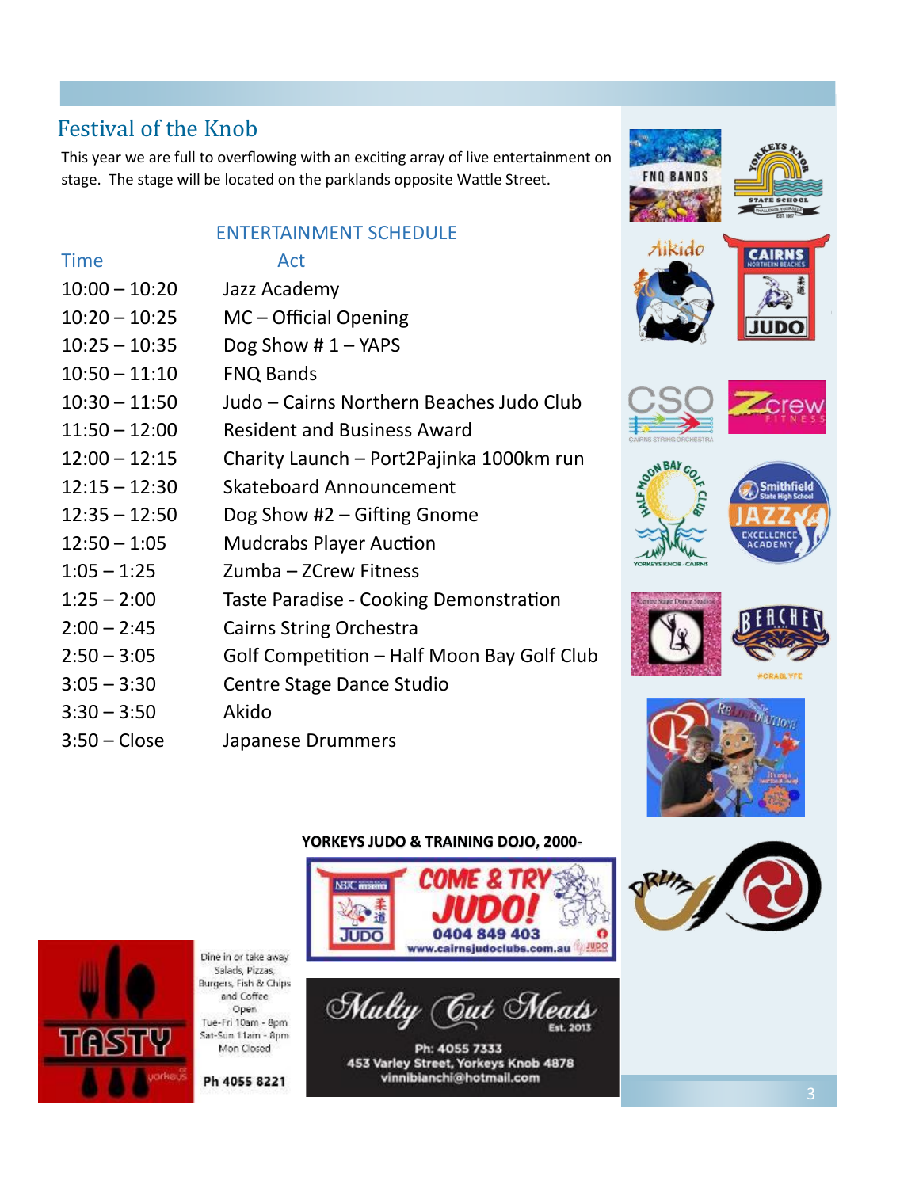## Festival of the Knob

This year we are full to overflowing with an exciting array of live entertainment on stage. The stage will be located on the parklands opposite Wattle Street.

### ENTERTAINMENT SCHEDULE

| Time | Act |
|---|---|
| 10:00 – 10:20 | Jazz Academy |
| 10:20 – 10:25 | MC – Official Opening |
| 10:25 – 10:35 | Dog Show # 1 – YAPS |
| 10:50 – 11:10 | FNQ Bands |
| 10:30 – 11:50 | Judo – Cairns Northern Beaches Judo Club |
| 11:50 – 12:00 | Resident and Business Award |
| 12:00 – 12:15 | Charity Launch – Port2Pajinka 1000km run |
| 12:15 – 12:30 | Skateboard Announcement |
| 12:35 – 12:50 | Dog Show #2 – Gifting Gnome |
| 12:50 – 1:05 | Mudcrabs Player Auction |
| 1:05 – 1:25 | Zumba – ZCrew Fitness |
| 1:25 – 2:00 | Taste Paradise - Cooking Demonstration |
| 2:00 – 2:45 | Cairns String Orchestra |
| 2:50 – 3:05 | Golf Competition – Half Moon Bay Golf Club |
| 3:05 – 3:30 | Centre Stage Dance Studio |
| 3:30 – 3:50 | Akido |
| 3:50 – Close | Japanese Drummers |

**YORKEYS JUDO & TRAINING DOJO, 2000-**

COME & TRY JUDO! 0404 849 403 www.cairnsjudoclubs.com.au

TASTY Yorkeys

Dine in or take away
Salads, Pizzas, Burgers, Fish & Chips and Coffee
Open
Tue-Fri 10am - 8pm
Sat-Sun 11am - 8pm
Mon Closed

Ph 4055 8221

Multy Cut Meats Est. 2013
Ph: 4055 7333
453 Varley Street, Yorkeys Knob 4878
vinnibianchi@hotmail.com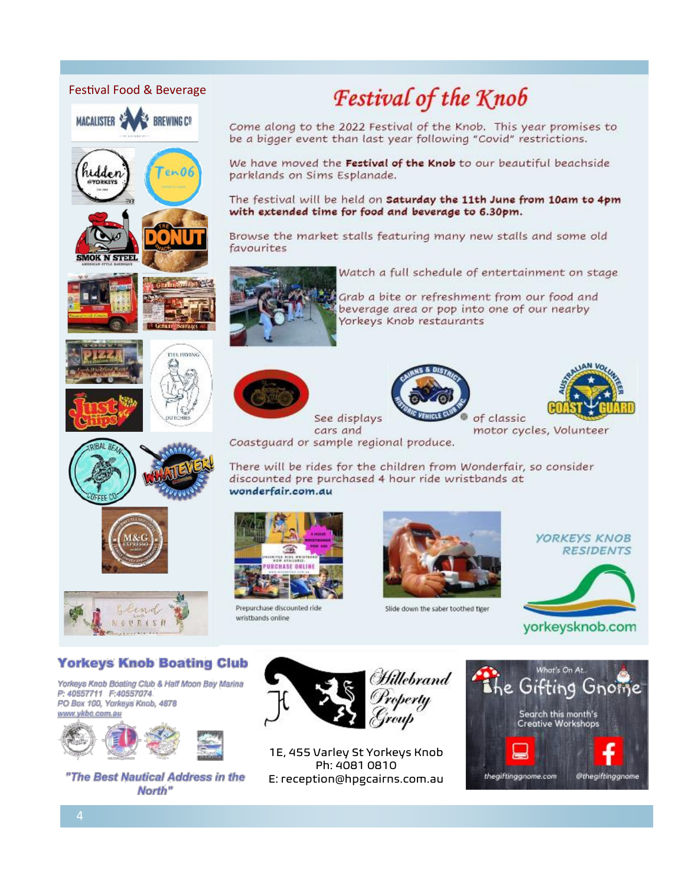Festival Food & Beverage

# Festival of the Knob

Come along to the 2022 Festival of the Knob. This year promises to be a bigger event than last year following "Covid" restrictions.

We have moved the **Festival of the Knob** to our beautiful beachside parklands on Sims Esplanade.

The festival will be held on **Saturday the 11th June from 10am to 4pm with extended time for food and beverage to 6.30pm.**

Browse the market stalls featuring many new stalls and some old favourites

Watch a full schedule of entertainment on stage

Grab a bite or refreshment from our food and beverage area or pop into one of our nearby Yorkeys Knob restaurants

See displays of classic cars and motor cycles, Volunteer Coastguard or sample regional produce.

There will be rides for the children from Wonderfair, so consider discounted pre purchased 4 hour ride wristbands at **wonderfair.com.au**

Prepurchase discounted ride wristbands online

Slide down the saber toothed tiger

YORKEYS KNOB RESIDENTS
yorkeysknob.com

## Yorkeys Knob Boating Club

Yorkeys Knob Boating Club & Half Moon Bay Marina
P: 40557711 F:40557074
PO Box 100, Yorkeys Knob, 4878
www.ykbc.com.au

*"The Best Nautical Address in the North"*

Hillebrand Property Group
1E, 455 Varley St Yorkeys Knob
Ph: 4081 0810
E: reception@hpgcairns.com.au

What's On At...
The Gifting Gnome
Search this month's Creative Workshops
thegiftinggnome.com @thegiftinggnome